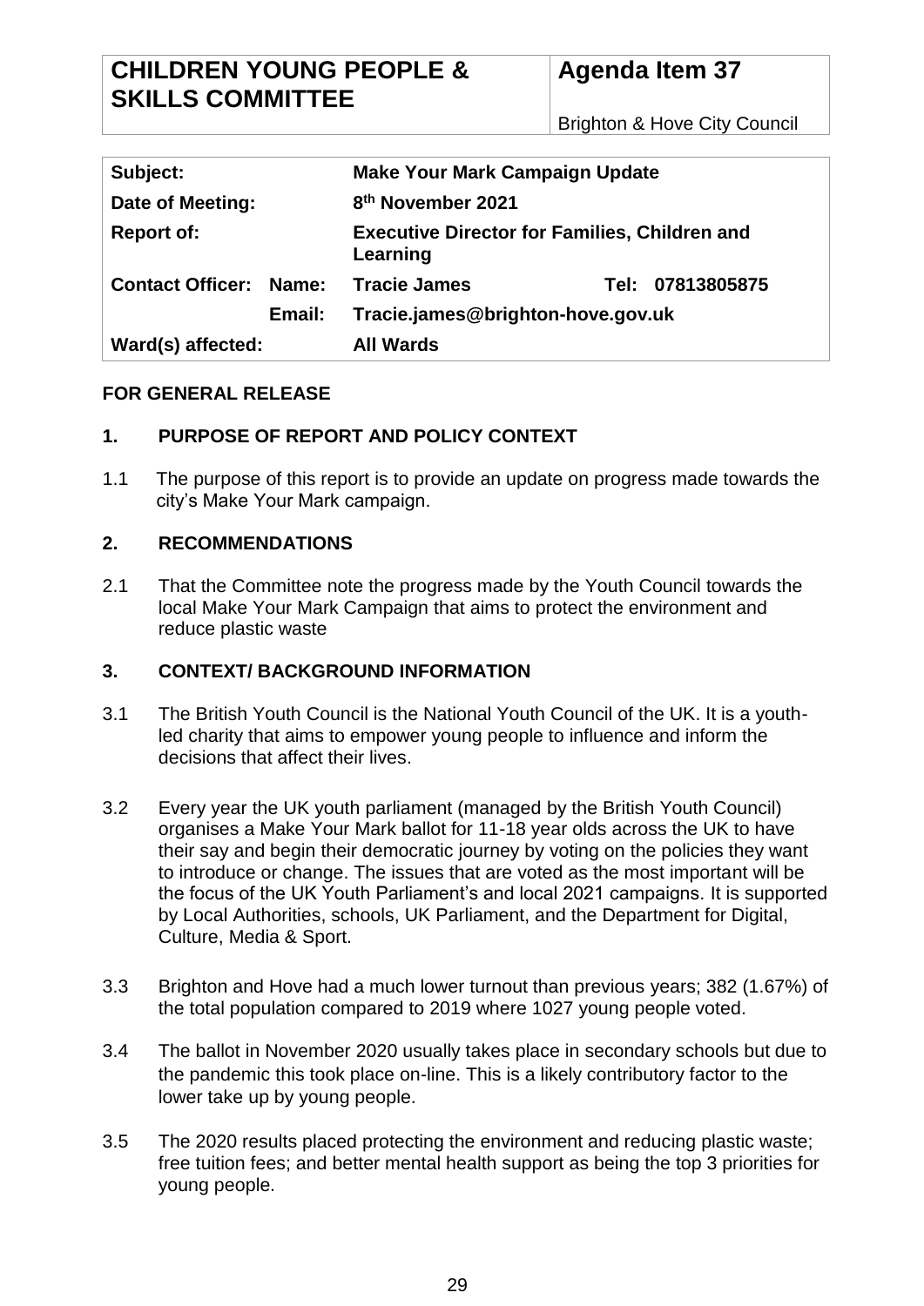| **CHILDREN YOUNG PEOPLE & SKILLS COMMITTEE** | **Agenda Item 37** Brighton & Hove City Council |
|---|---|

| | | |
|---|---|---|
| **Subject:** | | **Make Your Mark Campaign Update** |
| **Date of Meeting:** | | **8th November 2021** |
| **Report of:** | | **Executive Director for Families, Children and Learning** |
| **Contact Officer:** | **Name:** | **Tracie James** **Tel: 07813805875** |
| | **Email:** | **Tracie.james@brighton-hove.gov.uk** |
| **Ward(s) affected:** | | **All Wards** |

**FOR GENERAL RELEASE**

## 1. PURPOSE OF REPORT AND POLICY CONTEXT

1.1 The purpose of this report is to provide an update on progress made towards the city's Make Your Mark campaign.

## 2. RECOMMENDATIONS

2.1 That the Committee note the progress made by the Youth Council towards the local Make Your Mark Campaign that aims to protect the environment and reduce plastic waste

## 3. CONTEXT/ BACKGROUND INFORMATION

3.1 The British Youth Council is the National Youth Council of the UK. It is a youth-led charity that aims to empower young people to influence and inform the decisions that affect their lives.

3.2 Every year the UK youth parliament (managed by the British Youth Council) organises a Make Your Mark ballot for 11-18 year olds across the UK to have their say and begin their democratic journey by voting on the policies they want to introduce or change. The issues that are voted as the most important will be the focus of the UK Youth Parliament's and local 2021 campaigns. It is supported by Local Authorities, schools, UK Parliament, and the Department for Digital, Culture, Media & Sport.

3.3 Brighton and Hove had a much lower turnout than previous years; 382 (1.67%) of the total population compared to 2019 where 1027 young people voted.

3.4 The ballot in November 2020 usually takes place in secondary schools but due to the pandemic this took place on-line. This is a likely contributory factor to the lower take up by young people.

3.5 The 2020 results placed protecting the environment and reducing plastic waste; free tuition fees; and better mental health support as being the top 3 priorities for young people.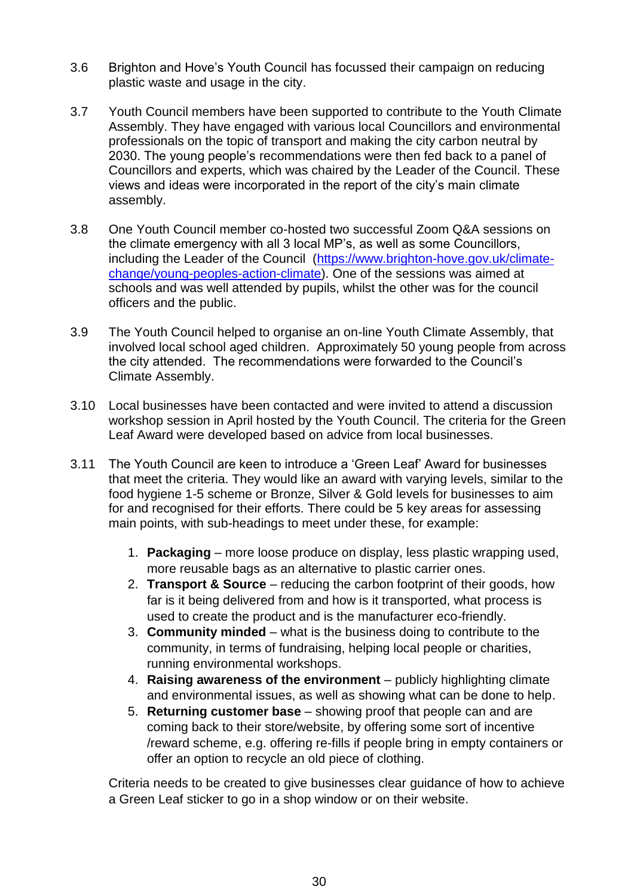3.6 Brighton and Hove's Youth Council has focussed their campaign on reducing plastic waste and usage in the city.

3.7 Youth Council members have been supported to contribute to the Youth Climate Assembly. They have engaged with various local Councillors and environmental professionals on the topic of transport and making the city carbon neutral by 2030. The young people's recommendations were then fed back to a panel of Councillors and experts, which was chaired by the Leader of the Council. These views and ideas were incorporated in the report of the city's main climate assembly.

3.8 One Youth Council member co-hosted two successful Zoom Q&A sessions on the climate emergency with all 3 local MP's, as well as some Councillors, including the Leader of the Council ([https://www.brighton-hove.gov.uk/climate-change/young-peoples-action-climate](https://www.brighton-hove.gov.uk/climate-change/young-peoples-action-climate)). One of the sessions was aimed at schools and was well attended by pupils, whilst the other was for the council officers and the public.

3.9 The Youth Council helped to organise an on-line Youth Climate Assembly, that involved local school aged children. Approximately 50 young people from across the city attended. The recommendations were forwarded to the Council's Climate Assembly.

3.10 Local businesses have been contacted and were invited to attend a discussion workshop session in April hosted by the Youth Council. The criteria for the Green Leaf Award were developed based on advice from local businesses.

3.11 The Youth Council are keen to introduce a 'Green Leaf' Award for businesses that meet the criteria. They would like an award with varying levels, similar to the food hygiene 1-5 scheme or Bronze, Silver & Gold levels for businesses to aim for and recognised for their efforts. There could be 5 key areas for assessing main points, with sub-headings to meet under these, for example:

1. **Packaging** – more loose produce on display, less plastic wrapping used, more reusable bags as an alternative to plastic carrier ones.
2. **Transport & Source** – reducing the carbon footprint of their goods, how far is it being delivered from and how is it transported, what process is used to create the product and is the manufacturer eco-friendly.
3. **Community minded** – what is the business doing to contribute to the community, in terms of fundraising, helping local people or charities, running environmental workshops.
4. **Raising awareness of the environment** – publicly highlighting climate and environmental issues, as well as showing what can be done to help.
5. **Returning customer base** – showing proof that people can and are coming back to their store/website, by offering some sort of incentive /reward scheme, e.g. offering re-fills if people bring in empty containers or offer an option to recycle an old piece of clothing.

Criteria needs to be created to give businesses clear guidance of how to achieve a Green Leaf sticker to go in a shop window or on their website.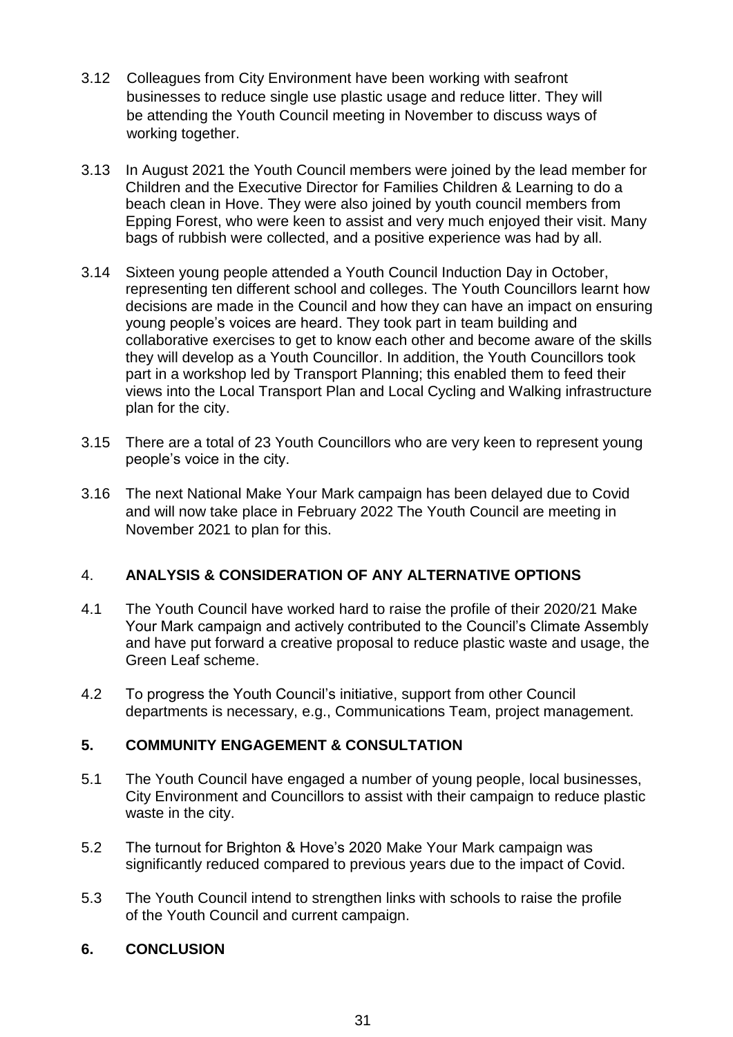3.12 Colleagues from City Environment have been working with seafront businesses to reduce single use plastic usage and reduce litter. They will be attending the Youth Council meeting in November to discuss ways of working together.

3.13 In August 2021 the Youth Council members were joined by the lead member for Children and the Executive Director for Families Children & Learning to do a beach clean in Hove. They were also joined by youth council members from Epping Forest, who were keen to assist and very much enjoyed their visit. Many bags of rubbish were collected, and a positive experience was had by all.

3.14 Sixteen young people attended a Youth Council Induction Day in October, representing ten different school and colleges. The Youth Councillors learnt how decisions are made in the Council and how they can have an impact on ensuring young people's voices are heard. They took part in team building and collaborative exercises to get to know each other and become aware of the skills they will develop as a Youth Councillor. In addition, the Youth Councillors took part in a workshop led by Transport Planning; this enabled them to feed their views into the Local Transport Plan and Local Cycling and Walking infrastructure plan for the city.

3.15 There are a total of 23 Youth Councillors who are very keen to represent young people's voice in the city.

3.16 The next National Make Your Mark campaign has been delayed due to Covid and will now take place in February 2022 The Youth Council are meeting in November 2021 to plan for this.

## 4. ANALYSIS & CONSIDERATION OF ANY ALTERNATIVE OPTIONS

4.1 The Youth Council have worked hard to raise the profile of their 2020/21 Make Your Mark campaign and actively contributed to the Council's Climate Assembly and have put forward a creative proposal to reduce plastic waste and usage, the Green Leaf scheme.

4.2 To progress the Youth Council's initiative, support from other Council departments is necessary, e.g., Communications Team, project management.

## 5. COMMUNITY ENGAGEMENT & CONSULTATION

5.1 The Youth Council have engaged a number of young people, local businesses, City Environment and Councillors to assist with their campaign to reduce plastic waste in the city.

5.2 The turnout for Brighton & Hove's 2020 Make Your Mark campaign was significantly reduced compared to previous years due to the impact of Covid.

5.3 The Youth Council intend to strengthen links with schools to raise the profile of the Youth Council and current campaign.

## 6. CONCLUSION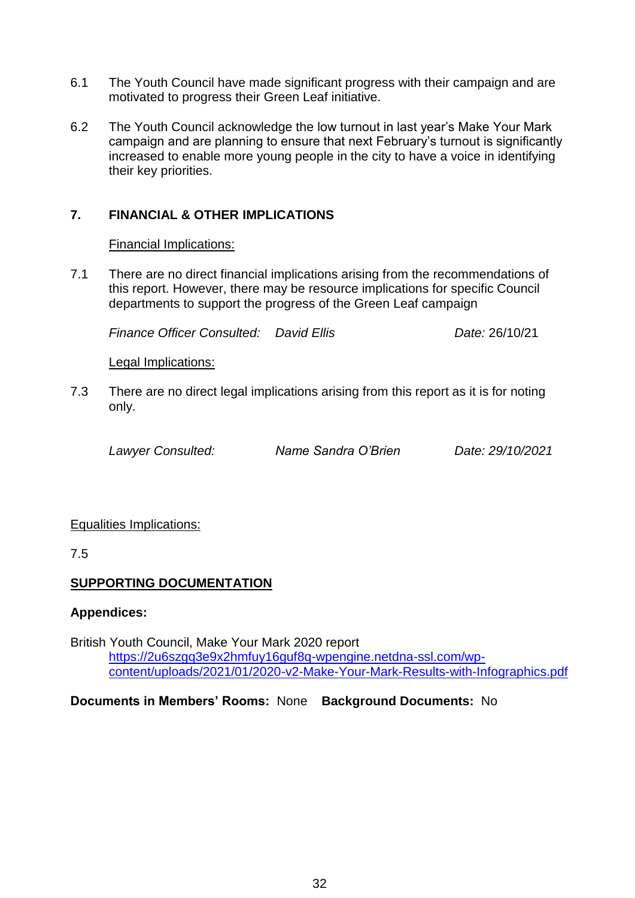6.1 The Youth Council have made significant progress with their campaign and are motivated to progress their Green Leaf initiative.

6.2 The Youth Council acknowledge the low turnout in last year's Make Your Mark campaign and are planning to ensure that next February's turnout is significantly increased to enable more young people in the city to have a voice in identifying their key priorities.

## 7. FINANCIAL & OTHER IMPLICATIONS

Financial Implications:

7.1 There are no direct financial implications arising from the recommendations of this report. However, there may be resource implications for specific Council departments to support the progress of the Green Leaf campaign

*Finance Officer Consulted:* *David Ellis* *Date:* 26/10/21

Legal Implications:

7.3 There are no direct legal implications arising from this report as it is for noting only.

*Lawyer Consulted:* *Name Sandra O'Brien* *Date: 29/10/2021*

Equalities Implications:

7.5

## SUPPORTING DOCUMENTATION

**Appendices:**

British Youth Council, Make Your Mark 2020 report
https://2u6szgq3e9x2hmfuy16guf8q-wpengine.netdna-ssl.com/wp-content/uploads/2021/01/2020-v2-Make-Your-Mark-Results-with-Infographics.pdf

**Documents in Members' Rooms:** None **Background Documents:** No